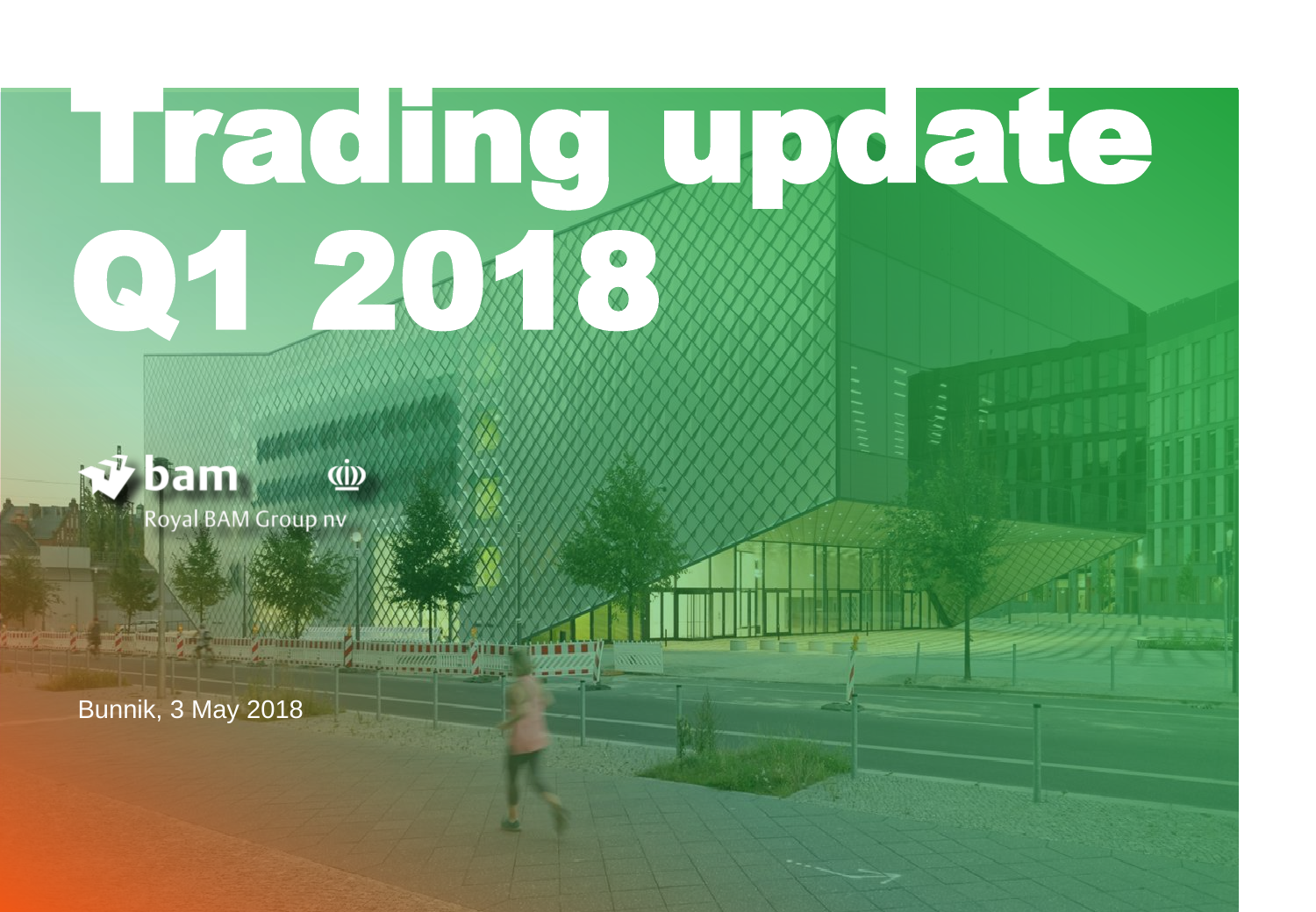# Trading update Q1 2018

Royal BAM Group nv

Bunnik, 3 May 2018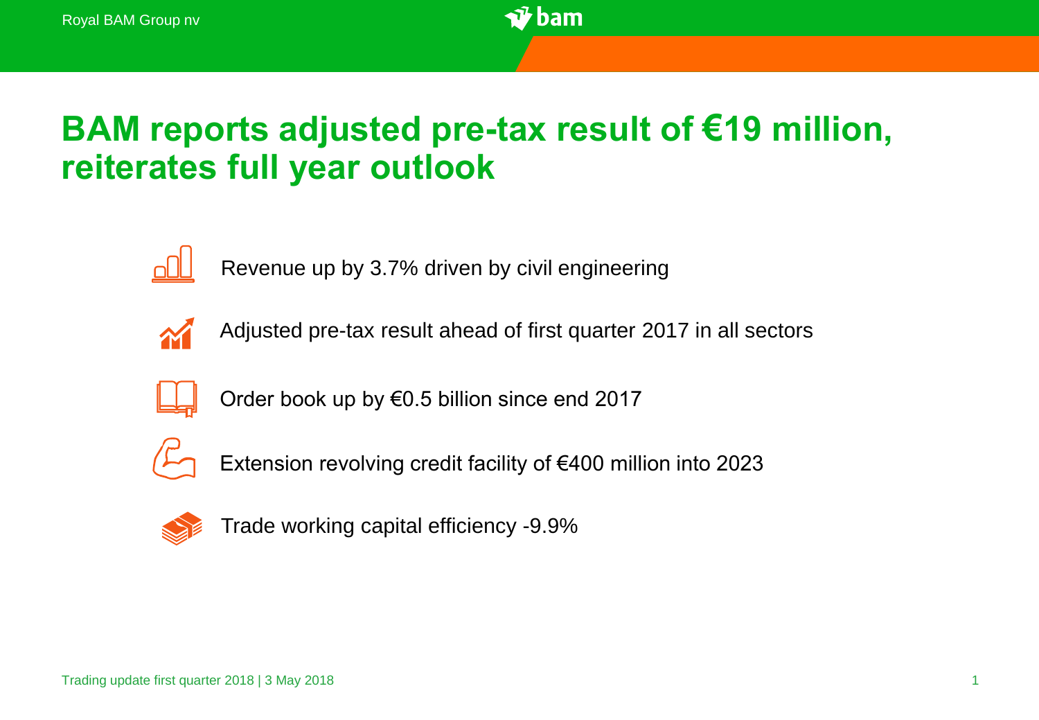# BAM reports adjusted pre-tax result of €19 million, reiterates full year outlook

- Revenue up by 3.7% driven by civil engineering
- Adjusted pre-tax result ahead of first quarter 2017 in all sectors
- Order book up by €0.5 billion since end 2017
- Extension revolving credit facility of €400 million into 2023
- Trade working capital efficiency -9.9%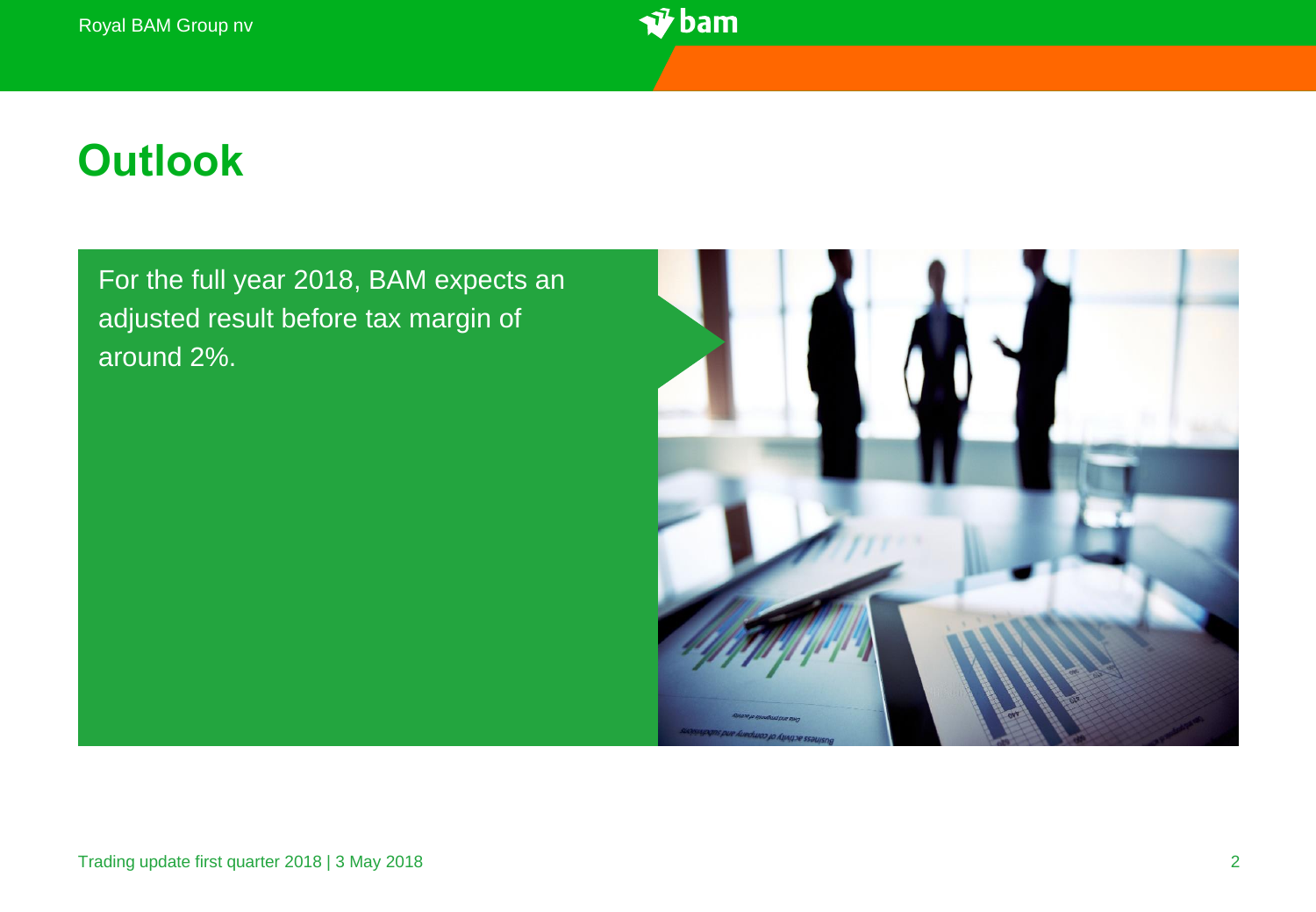# Outlook

For the full year 2018, BAM expects an adjusted result before tax margin of around 2%.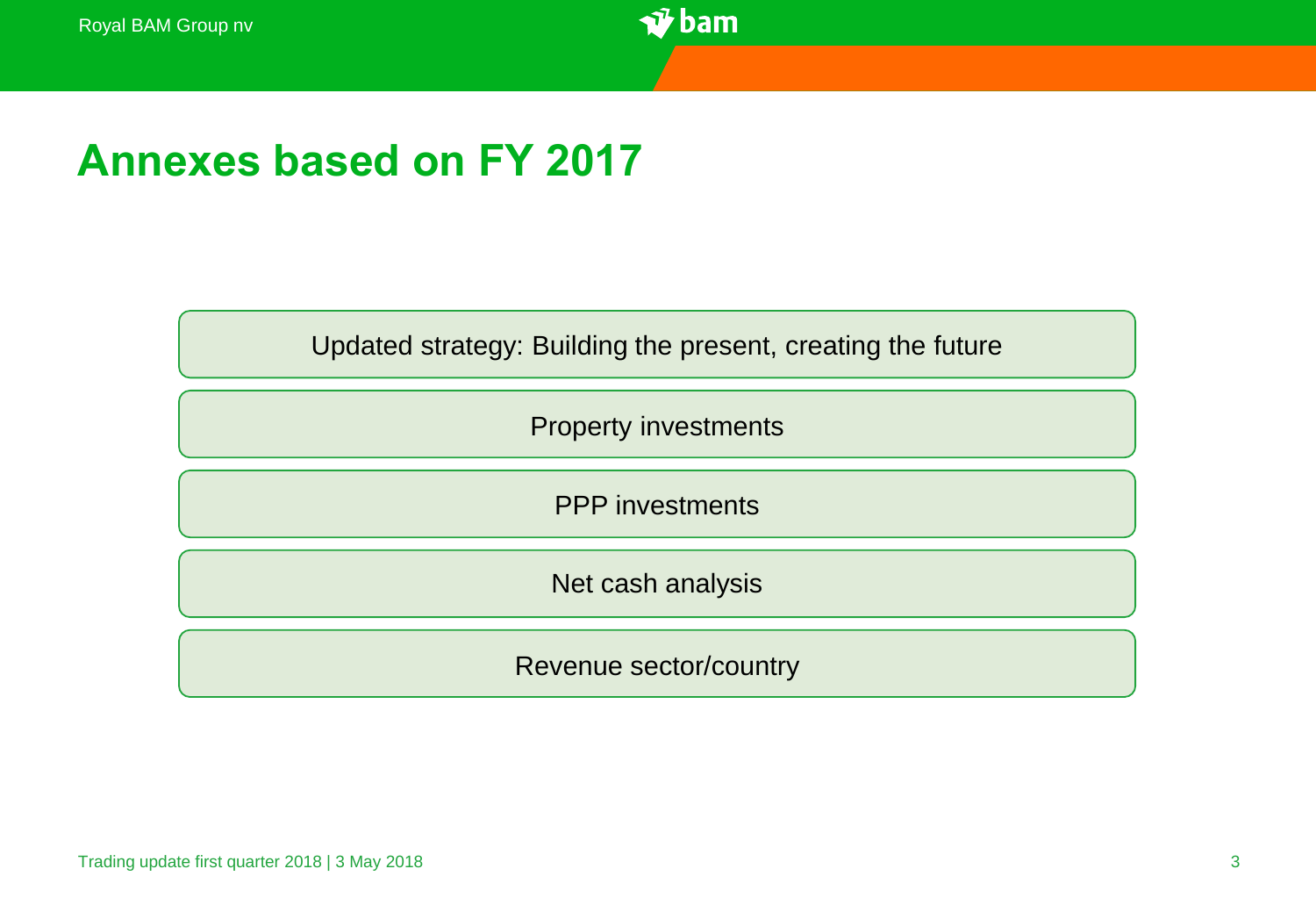# Annexes based on FY 2017

- Updated strategy: Building the present, creating the future
- Property investments
- PPP investments
- Net cash analysis
- Revenue sector/country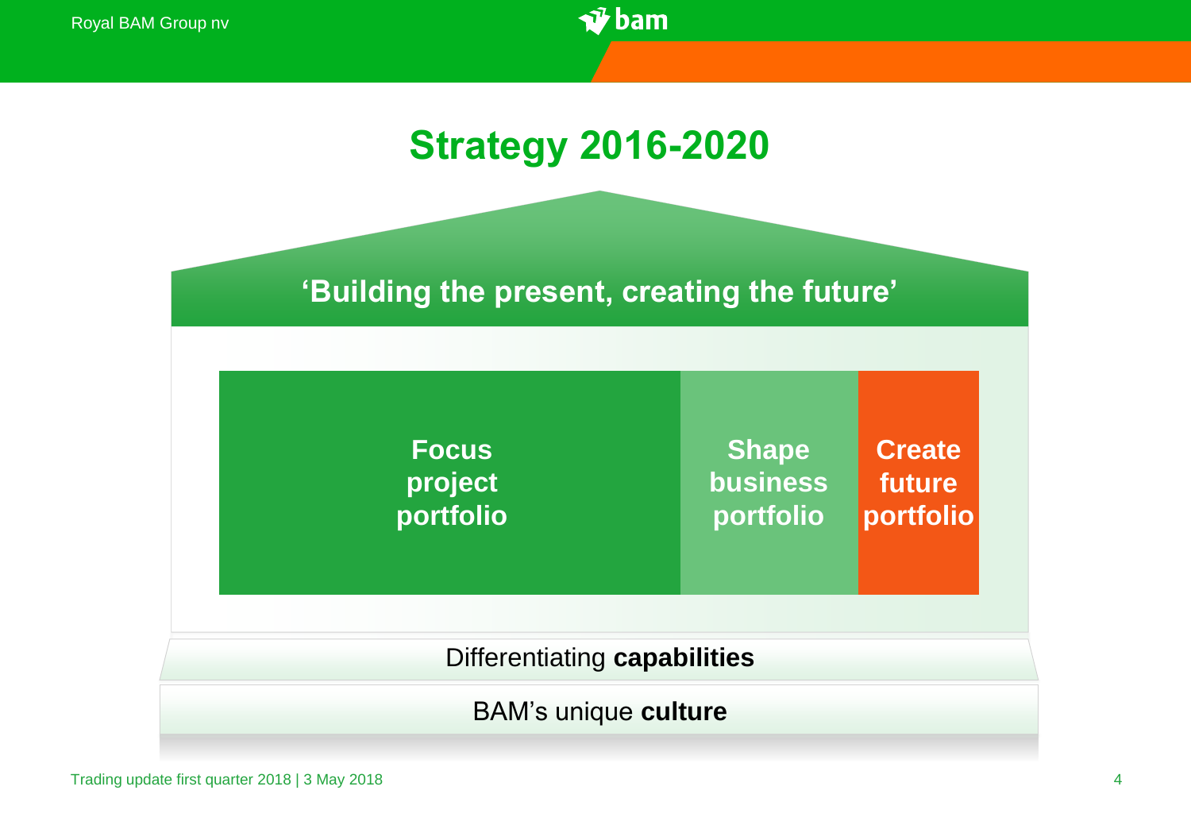# Strategy 2016-2020

**'Building the present, creating the future'**

**Focus project portfolio**

**Shape business portfolio**

**Create future portfolio**

Differentiating **capabilities**

BAM's unique **culture**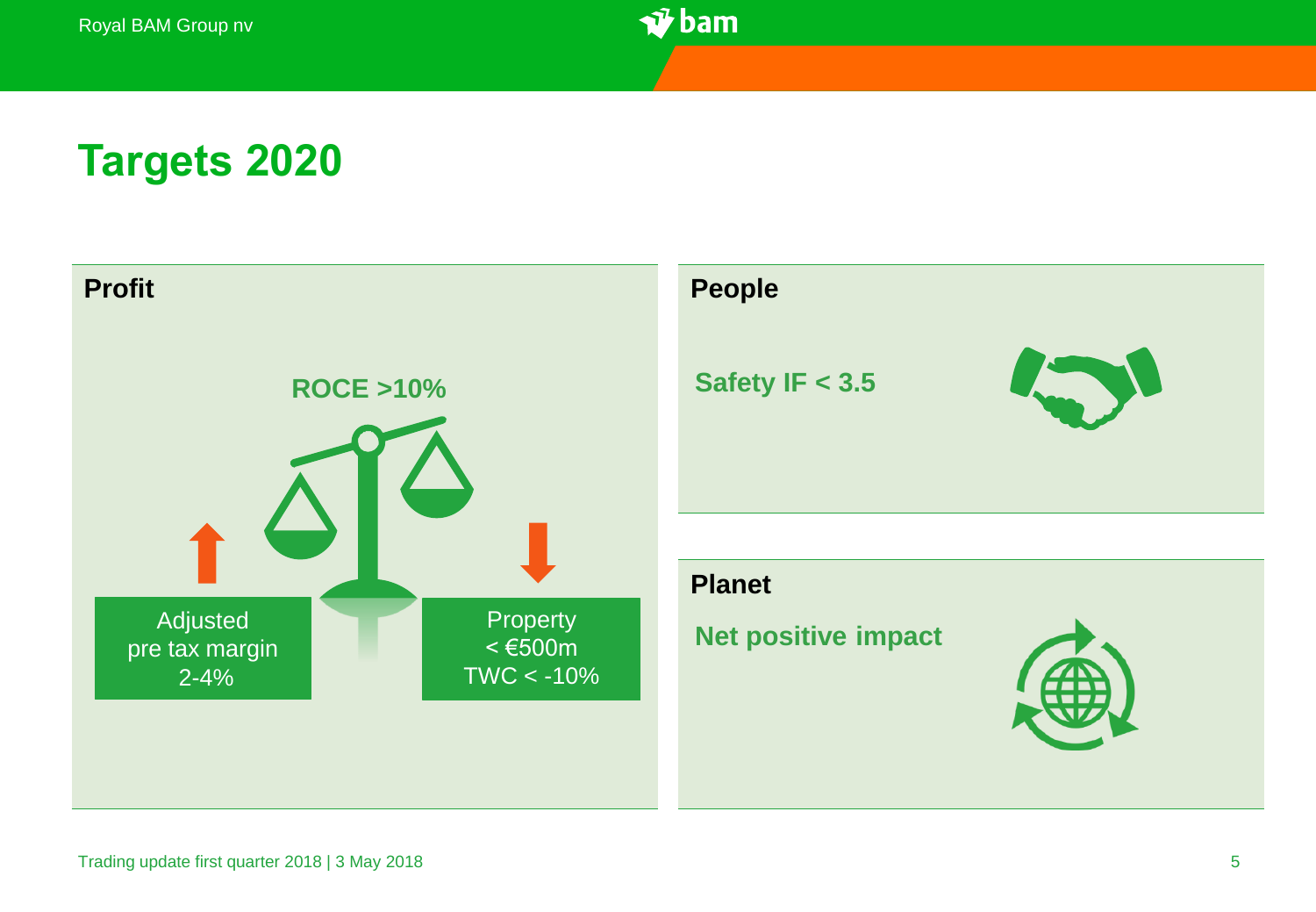# Targets 2020

## Profit

**ROCE >10%**

Adjusted pre tax margin 2-4%

Property < €500m TWC < -10%

## People

**Safety IF < 3.5**

## Planet

**Net positive impact**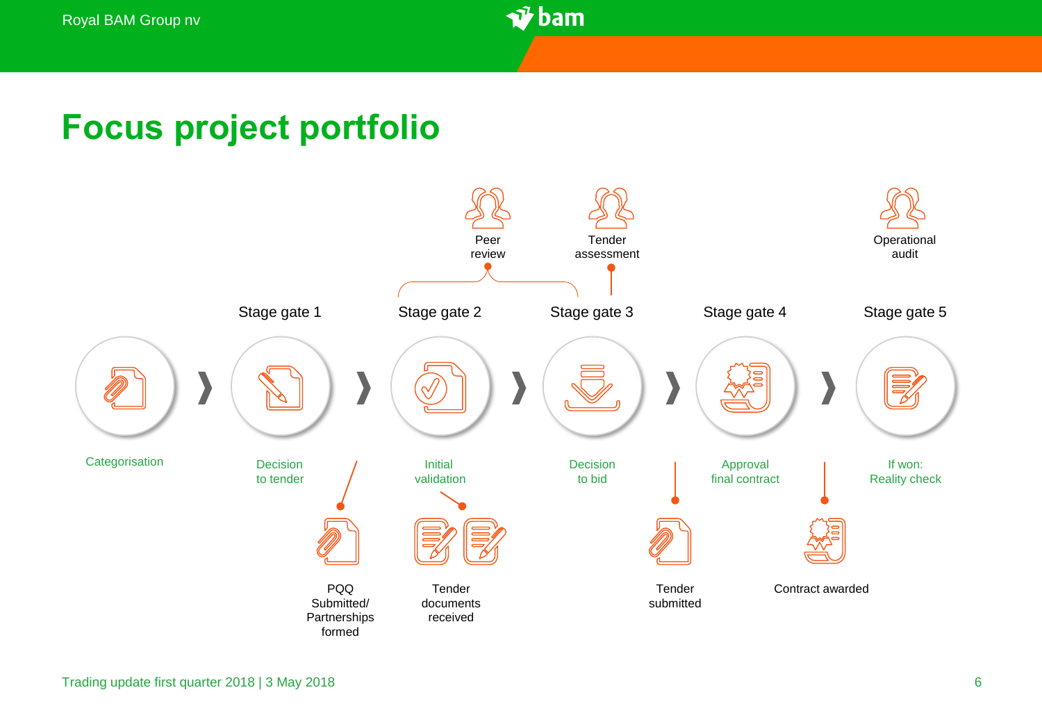# Focus project portfolio

Peer review

Tender assessment

Operational audit

| | Stage gate 1 | Stage gate 2 | Stage gate 3 | Stage gate 4 | Stage gate 5 |
|---|---|---|---|---|---|
| Categorisation | Decision to tender | Initial validation | Decision to bid | Approval final contract | If won: Reality check |

PQQ Submitted/ Partnerships formed

Tender documents received

Tender submitted

Contract awarded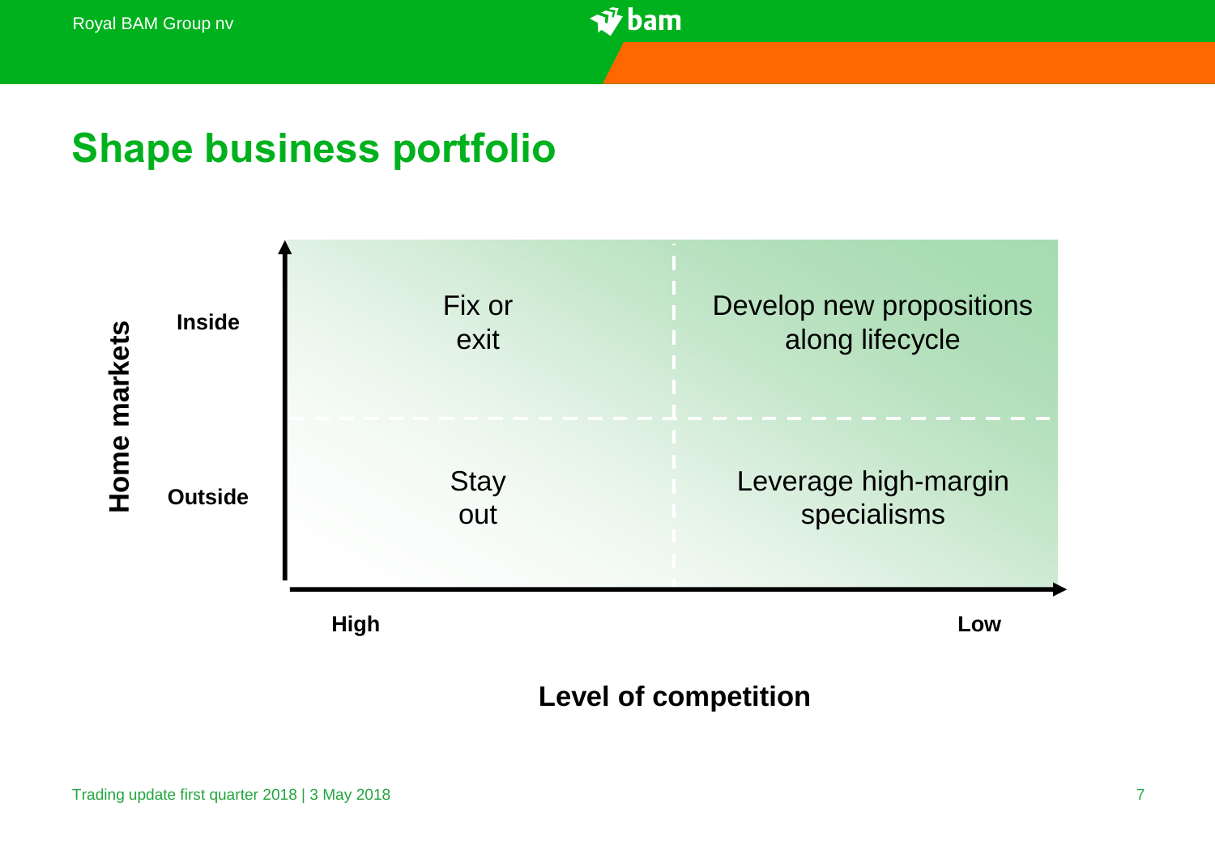# Shape business portfolio

| Home markets \ Level of competition | High | Low |
| --- | --- | --- |
| Inside | Fix or exit | Develop new propositions along lifecycle |
| Outside | Stay out | Leverage high-margin specialisms |

**Level of competition**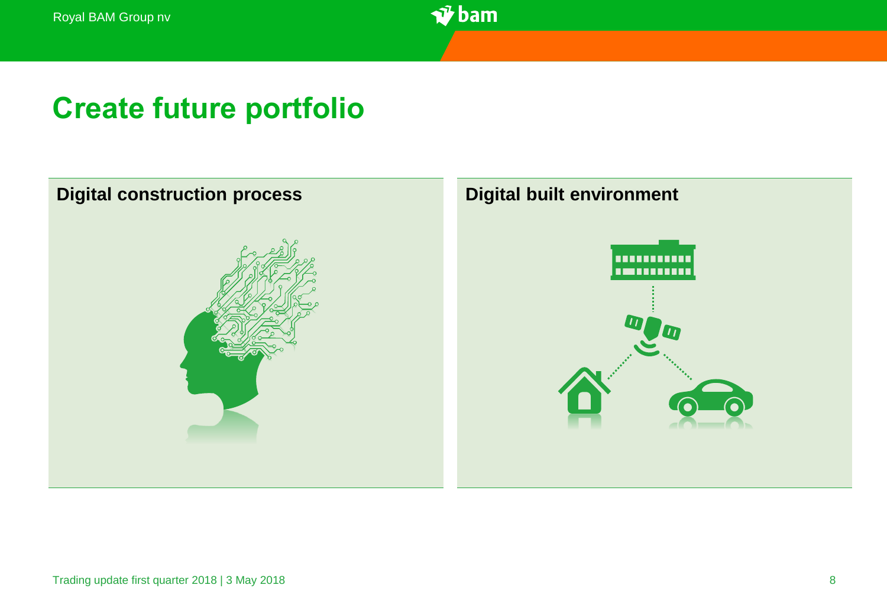# Create future portfolio

## Digital construction process

## Digital built environment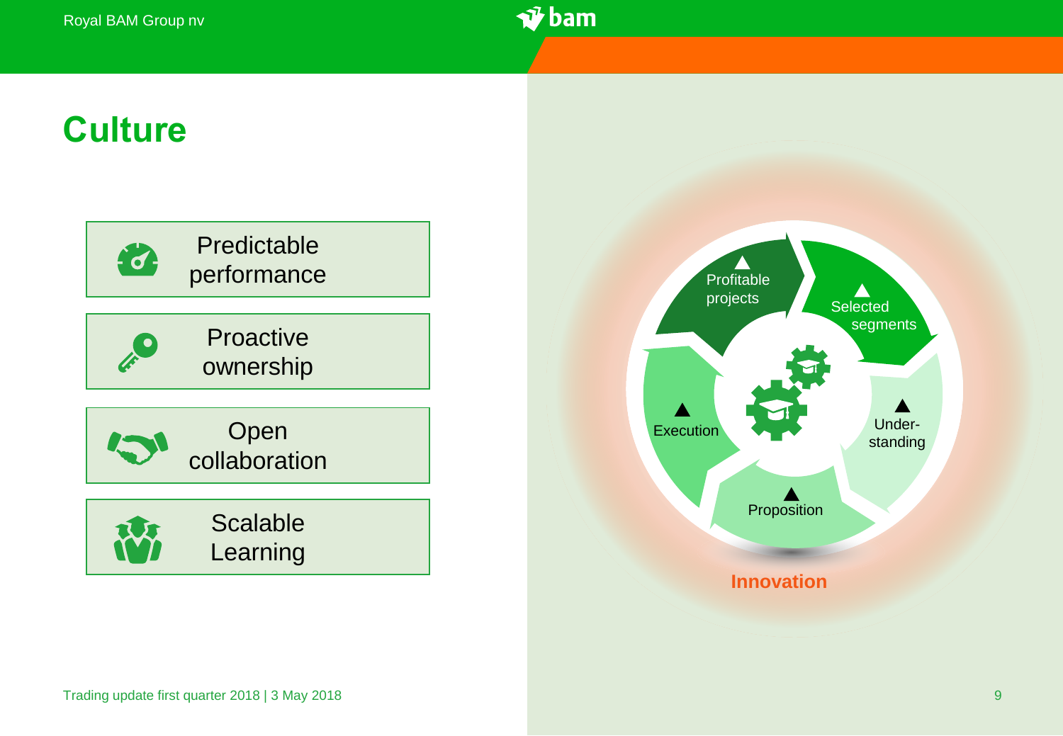# Culture

- Predictable performance
- Proactive ownership
- Open collaboration
- Scalable Learning

Profitable projects

Selected segments

Under-standing

Proposition

Execution

Innovation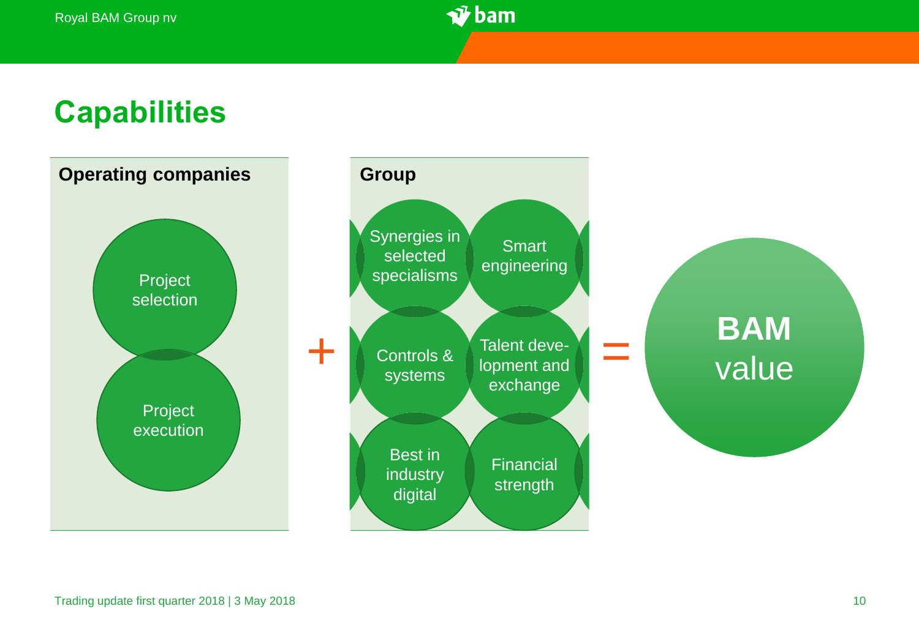# Capabilities

**Operating companies**

- Project selection
- Project execution

+

**Group**

- Synergies in selected specialisms
- Smart engineering
- Controls & systems
- Talent development and exchange
- Best in industry digital
- Financial strength

=

**BAM** value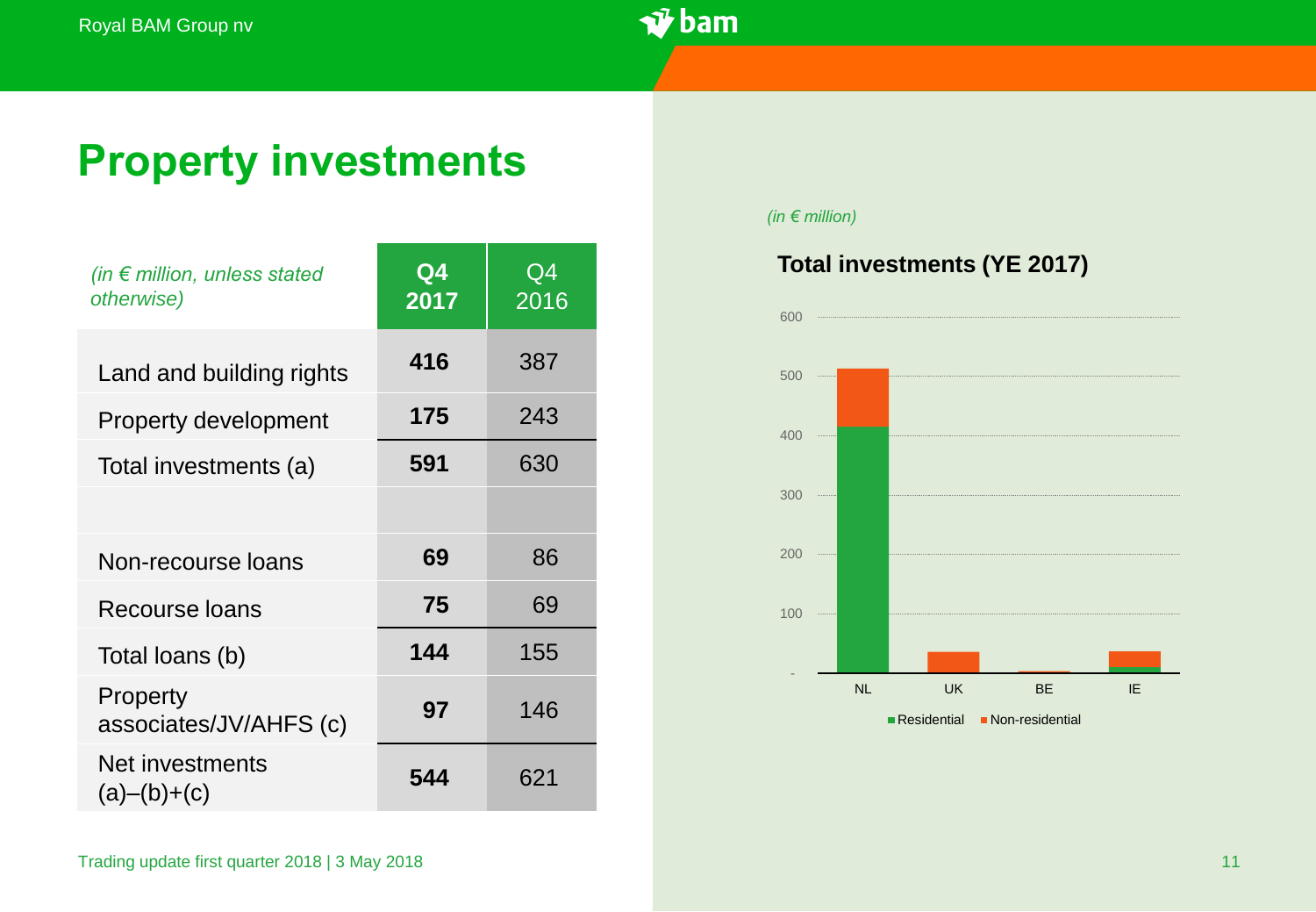# Property investments

| *(in € million, unless stated otherwise)* | **Q4 2017** | Q4 2016 |
|---|---|---|
| Land and building rights | **416** | 387 |
| Property development | **175** | 243 |
| Total investments (a) | **591** | 630 |
| | | |
| Non-recourse loans | **69** | 86 |
| Recourse loans | **75** | 69 |
| Total loans (b) | **144** | 155 |
| Property associates/JV/AHFS (c) | **97** | 146 |
| Net investments (a)–(b)+(c) | **544** | 621 |

*(in € million)*

**Total investments (YE 2017)**

Chart axis: 600, 500, 400, 300, 200, 100, -

NL, UK, BE, IE

Residential | Non-residential

Trading update first quarter 2018 | 3 May 2018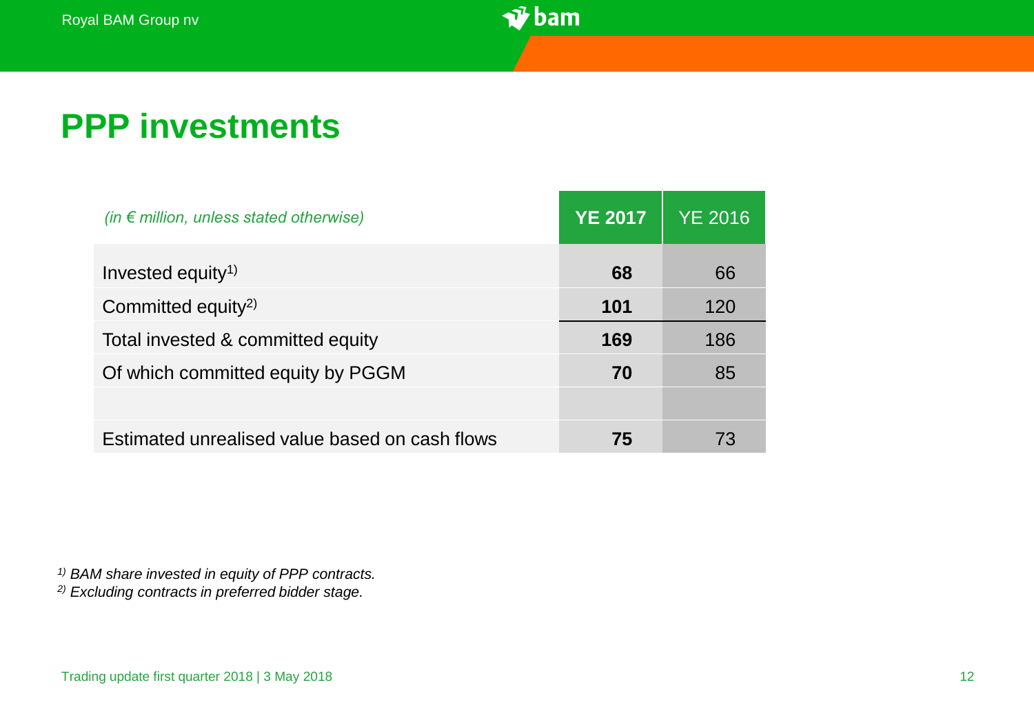# PPP investments

| *(in € million, unless stated otherwise)* | **YE 2017** | YE 2016 |
|---|---|---|
| Invested equity[1] | **68** | 66 |
| Committed equity[2] | **101** | 120 |
| Total invested & committed equity | **169** | 186 |
| Of which committed equity by PGGM | **70** | 85 |
| | | |
| Estimated unrealised value based on cash flows | **75** | 73 |

*[1] BAM share invested in equity of PPP contracts.*
*[2] Excluding contracts in preferred bidder stage.*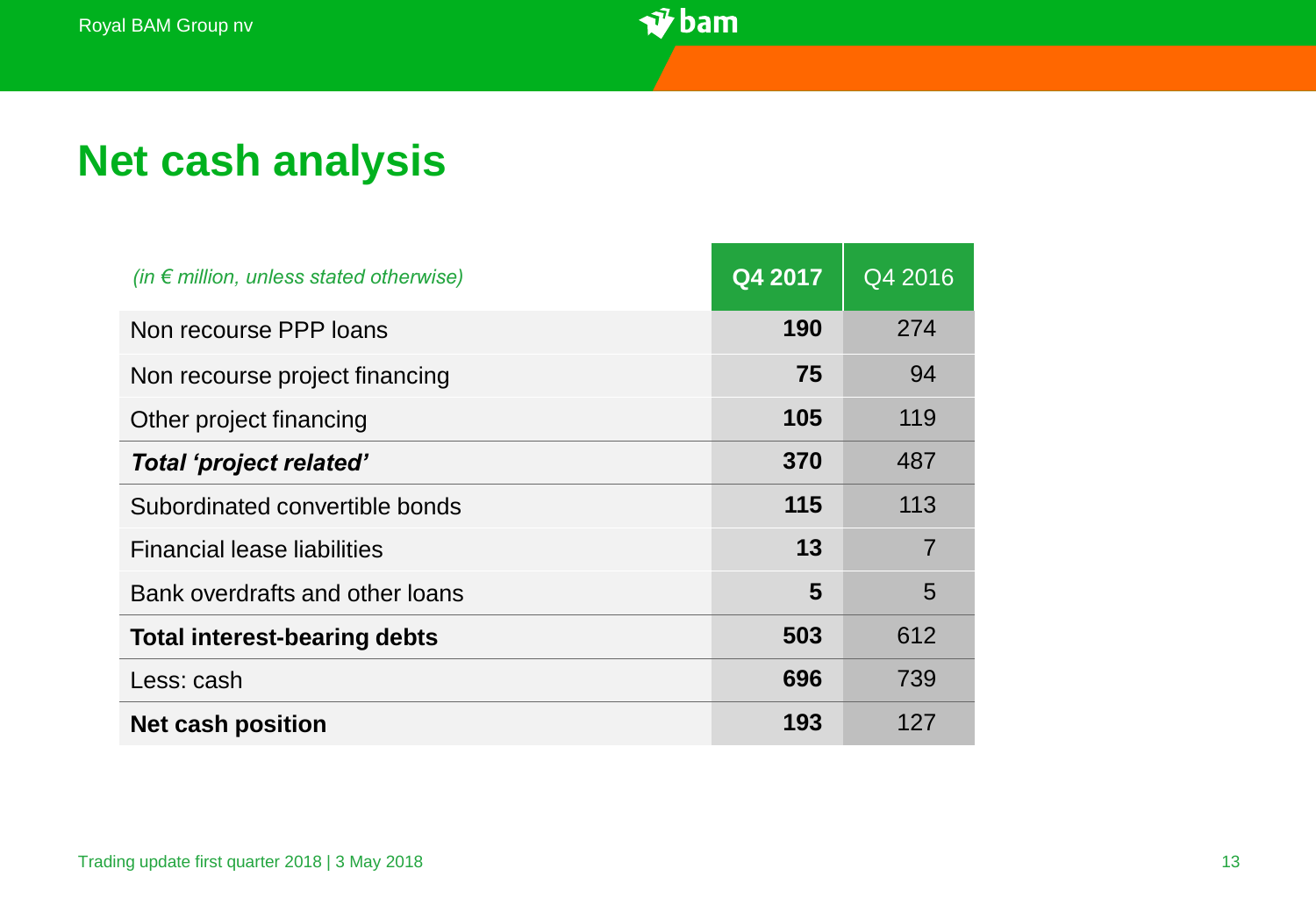# Net cash analysis

| *(in € million, unless stated otherwise)* | **Q4 2017** | Q4 2016 |
|---|---|---|
| Non recourse PPP loans | **190** | 274 |
| Non recourse project financing | **75** | 94 |
| Other project financing | **105** | 119 |
| ***Total 'project related'*** | **370** | 487 |
| Subordinated convertible bonds | **115** | 113 |
| Financial lease liabilities | **13** | 7 |
| Bank overdrafts and other loans | **5** | 5 |
| **Total interest-bearing debts** | **503** | 612 |
| Less: cash | **696** | 739 |
| **Net cash position** | **193** | 127 |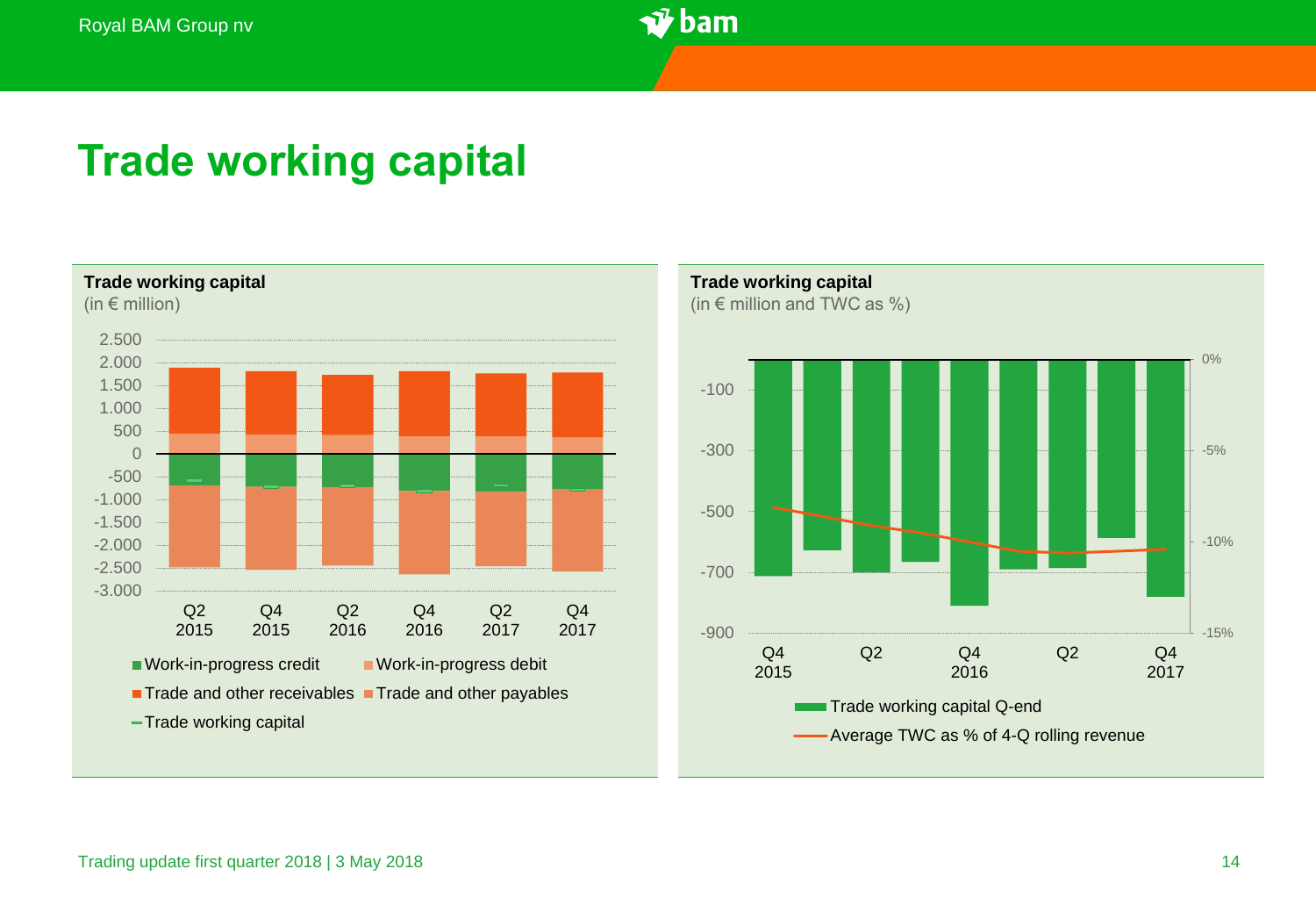# Trade working capital

**Trade working capital**
(in € million)

2.500
2.000
1.500
1.000
500
0
-500
-1.000
-1.500
-2.000
-2.500
-3.000

Q2 2015 | Q4 2015 | Q2 2016 | Q4 2016 | Q2 2017 | Q4 2017

- Work-in-progress credit
- Work-in-progress debit
- Trade and other receivables
- Trade and other payables
- Trade working capital

**Trade working capital**
(in € million and TWC as %)

-100
-300
-500
-700
-900

0%
-5%
-10%
-15%

Q4 2015 | Q2 | Q4 2016 | Q2 | Q4 2017

- Trade working capital Q-end
- Average TWC as % of 4-Q rolling revenue

Trading update first quarter 2018 | 3 May 2018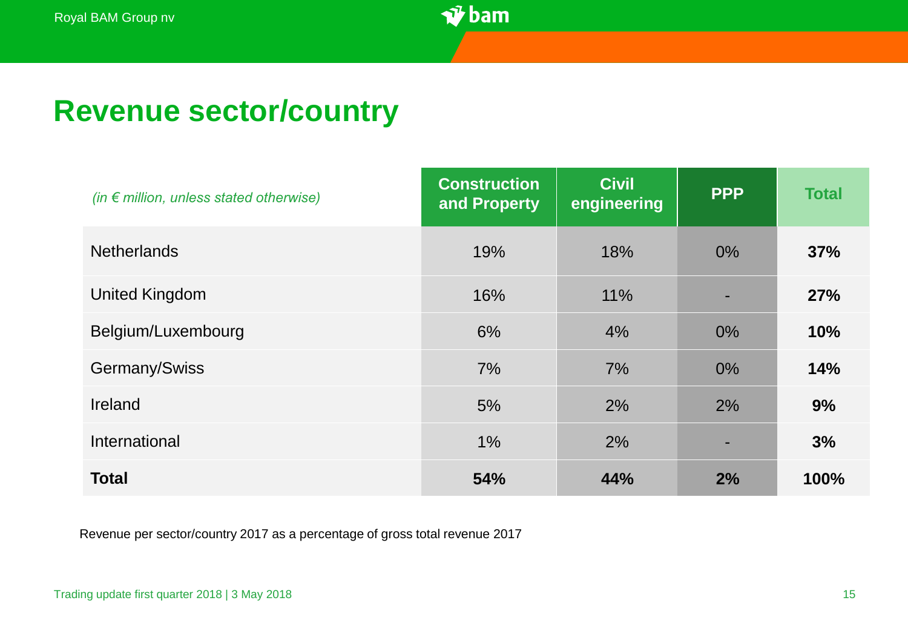# Revenue sector/country

| *(in € million, unless stated otherwise)* | Construction and Property | Civil engineering | PPP | Total |
|---|---|---|---|---|
| Netherlands | 19% | 18% | 0% | **37%** |
| United Kingdom | 16% | 11% | - | **27%** |
| Belgium/Luxembourg | 6% | 4% | 0% | **10%** |
| Germany/Swiss | 7% | 7% | 0% | **14%** |
| Ireland | 5% | 2% | 2% | **9%** |
| International | 1% | 2% | - | **3%** |
| **Total** | **54%** | **44%** | **2%** | **100%** |

Revenue per sector/country 2017 as a percentage of gross total revenue 2017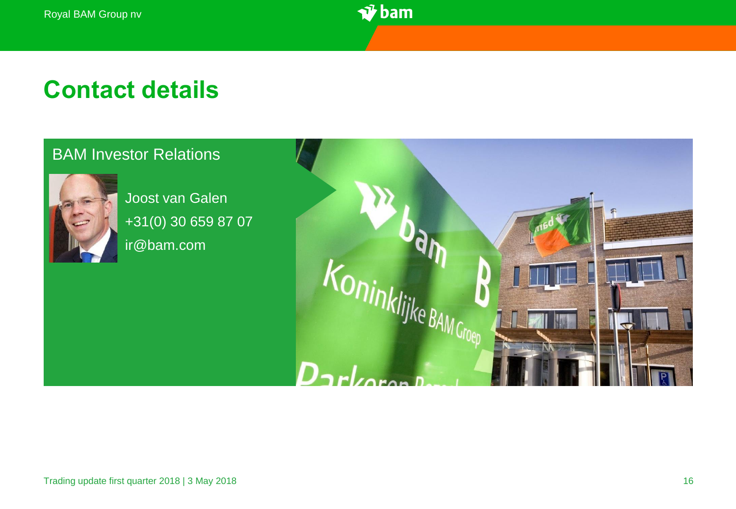# Contact details

## BAM Investor Relations

Joost van Galen
+31(0) 30 659 87 07
ir@bam.com